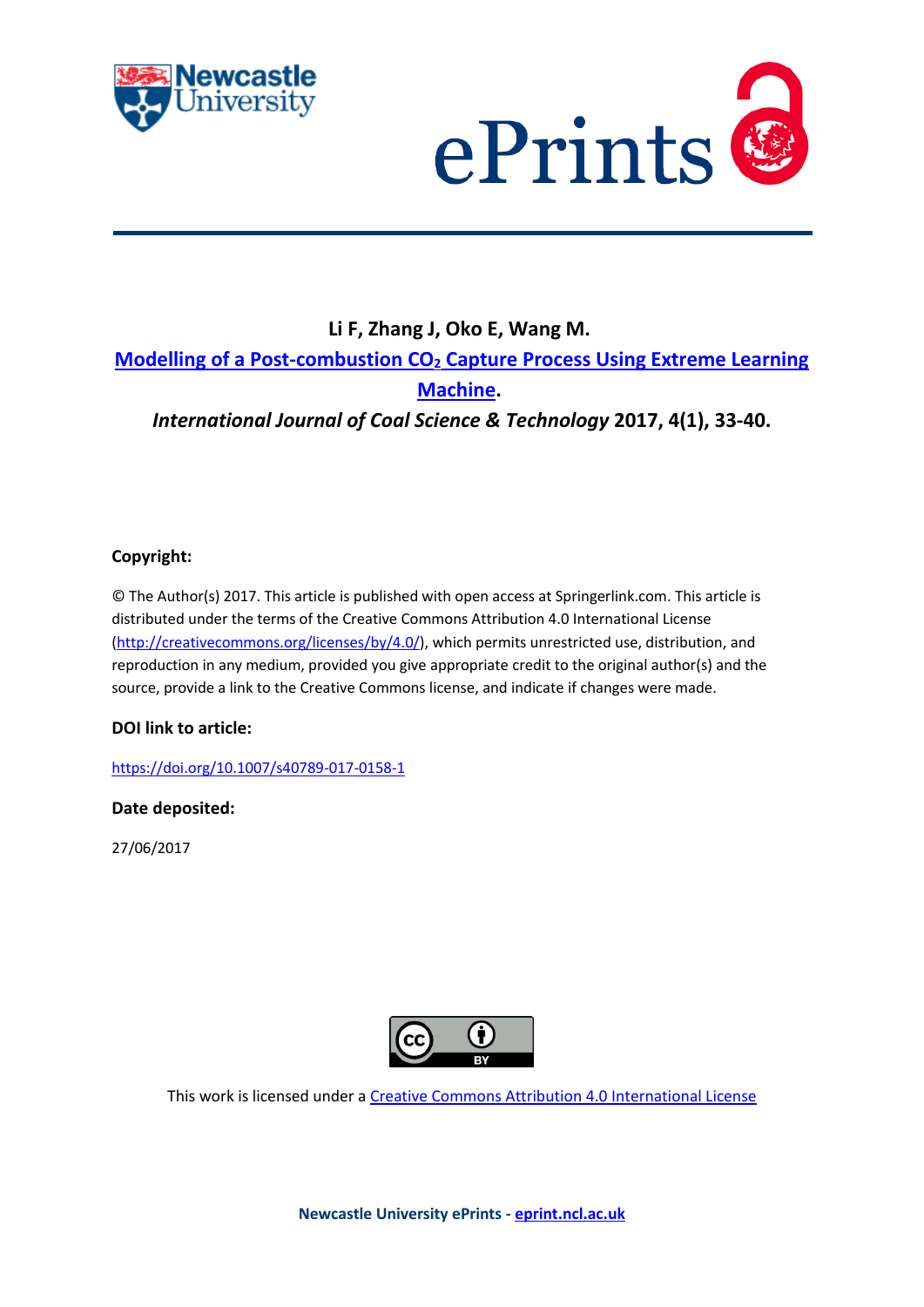**Li F, Zhang J, Oko E, Wang M.**

**[Modelling of a Post-combustion $CO_2$ Capture Process Using Extreme Learning Machine](https://doi.org/10.1007/s40789-017-0158-1).**

***International Journal of Coal Science & Technology* 2017, 4(1), 33-40.**

**Copyright:**

© The Author(s) 2017. This article is published with open access at Springerlink.com. This article is distributed under the terms of the Creative Commons Attribution 4.0 International License (http://creativecommons.org/licenses/by/4.0/), which permits unrestricted use, distribution, and reproduction in any medium, provided you give appropriate credit to the original author(s) and the source, provide a link to the Creative Commons license, and indicate if changes were made.

**DOI link to article:**

https://doi.org/10.1007/s40789-017-0158-1

**Date deposited:**

27/06/2017

This work is licensed under a Creative Commons Attribution 4.0 International License

**Newcastle University ePrints - eprint.ncl.ac.uk**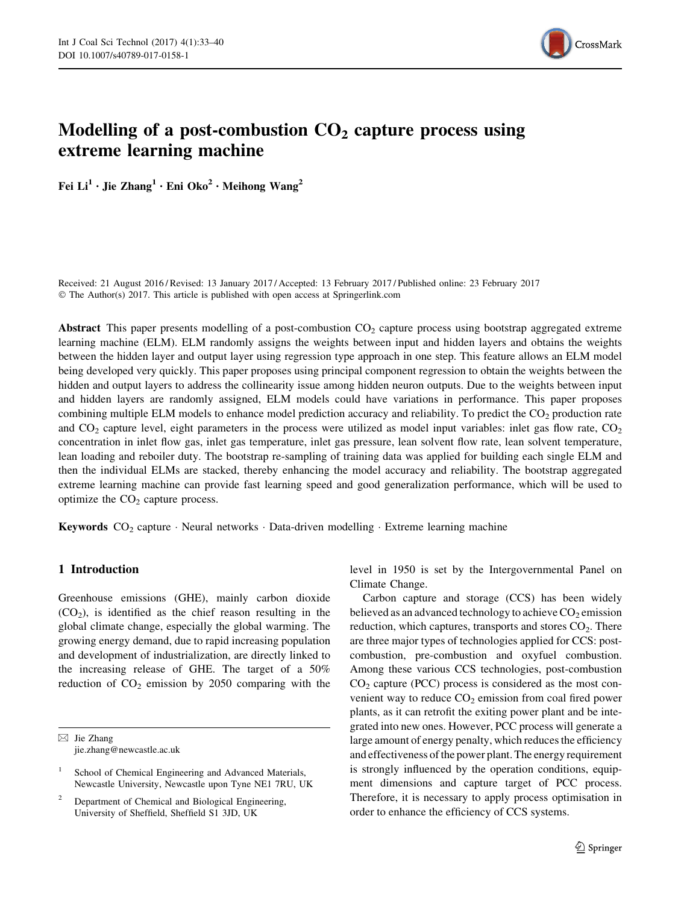# Modelling of a post-combustion $CO_2$ capture process using extreme learning machine

**Fei Li[1] · Jie Zhang[1] · Eni Oko[2] · Meihong Wang[2]**

Received: 21 August 2016 / Revised: 13 January 2017 / Accepted: 13 February 2017 / Published online: 23 February 2017
© The Author(s) 2017. This article is published with open access at Springerlink.com

**Abstract** This paper presents modelling of a post-combustion $CO_2$ capture process using bootstrap aggregated extreme learning machine (ELM). ELM randomly assigns the weights between input and hidden layers and obtains the weights between the hidden layer and output layer using regression type approach in one step. This feature allows an ELM model being developed very quickly. This paper proposes using principal component regression to obtain the weights between the hidden and output layers to address the collinearity issue among hidden neuron outputs. Due to the weights between input and hidden layers are randomly assigned, ELM models could have variations in performance. This paper proposes combining multiple ELM models to enhance model prediction accuracy and reliability. To predict the $CO_2$ production rate and $CO_2$ capture level, eight parameters in the process were utilized as model input variables: inlet gas flow rate, $CO_2$ concentration in inlet flow gas, inlet gas temperature, inlet gas pressure, lean solvent flow rate, lean solvent temperature, lean loading and reboiler duty. The bootstrap re-sampling of training data was applied for building each single ELM and then the individual ELMs are stacked, thereby enhancing the model accuracy and reliability. The bootstrap aggregated extreme learning machine can provide fast learning speed and good generalization performance, which will be used to optimize the $CO_2$ capture process.

**Keywords** $CO_2$ capture · Neural networks · Data-driven modelling · Extreme learning machine

## 1 Introduction

Greenhouse emissions (GHE), mainly carbon dioxide ($CO_2$), is identified as the chief reason resulting in the global climate change, especially the global warming. The growing energy demand, due to rapid increasing population and development of industrialization, are directly linked to the increasing release of GHE. The target of a 50% reduction of $CO_2$ emission by 2050 comparing with the level in 1950 is set by the Intergovernmental Panel on Climate Change.

Carbon capture and storage (CCS) has been widely believed as an advanced technology to achieve $CO_2$ emission reduction, which captures, transports and stores $CO_2$. There are three major types of technologies applied for CCS: post-combustion, pre-combustion and oxyfuel combustion. Among these various CCS technologies, post-combustion $CO_2$ capture (PCC) process is considered as the most convenient way to reduce $CO_2$ emission from coal fired power plants, as it can retrofit the exiting power plant and be integrated into new ones. However, PCC process will generate a large amount of energy penalty, which reduces the efficiency and effectiveness of the power plant. The energy requirement is strongly influenced by the operation conditions, equipment dimensions and capture target of PCC process. Therefore, it is necessary to apply process optimisation in order to enhance the efficiency of CCS systems.

---

✉ Jie Zhang
jie.zhang@newcastle.ac.uk

[1] School of Chemical Engineering and Advanced Materials, Newcastle University, Newcastle upon Tyne NE1 7RU, UK

[2] Department of Chemical and Biological Engineering, University of Sheffield, Sheffield S1 3JD, UK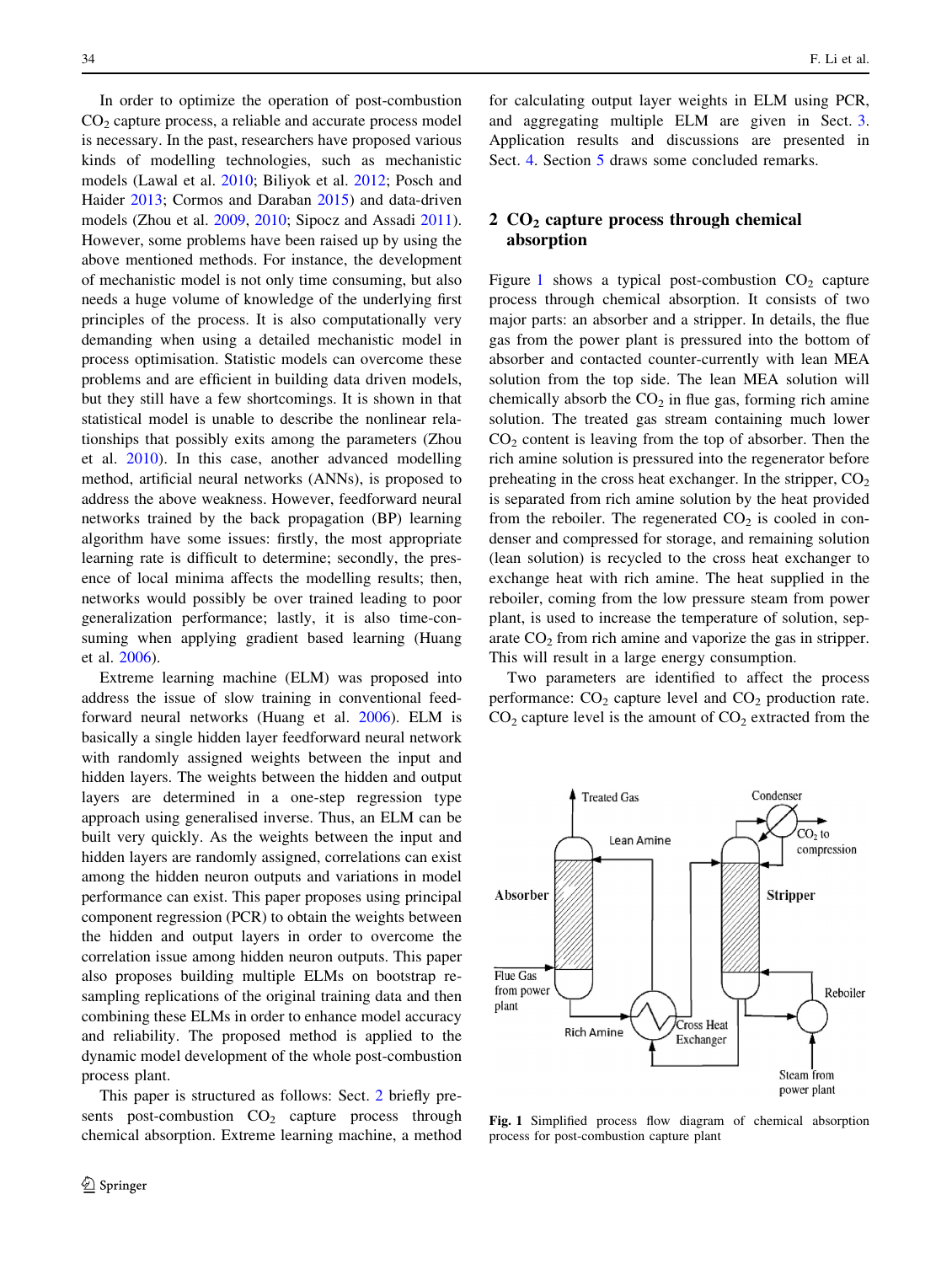In order to optimize the operation of post-combustion $CO_2$ capture process, a reliable and accurate process model is necessary. In the past, researchers have proposed various kinds of modelling technologies, such as mechanistic models (Lawal et al. 2010; Biliyok et al. 2012; Posch and Haider 2013; Cormos and Daraban 2015) and data-driven models (Zhou et al. 2009, 2010; Sipocz and Assadi 2011). However, some problems have been raised up by using the above mentioned methods. For instance, the development of mechanistic model is not only time consuming, but also needs a huge volume of knowledge of the underlying first principles of the process. It is also computationally very demanding when using a detailed mechanistic model in process optimisation. Statistic models can overcome these problems and are efficient in building data driven models, but they still have a few shortcomings. It is shown in that statistical model is unable to describe the nonlinear relationships that possibly exits among the parameters (Zhou et al. 2010). In this case, another advanced modelling method, artificial neural networks (ANNs), is proposed to address the above weakness. However, feedforward neural networks trained by the back propagation (BP) learning algorithm have some issues: firstly, the most appropriate learning rate is difficult to determine; secondly, the presence of local minima affects the modelling results; then, networks would possibly be over trained leading to poor generalization performance; lastly, it is also time-consuming when applying gradient based learning (Huang et al. 2006).

Extreme learning machine (ELM) was proposed into address the issue of slow training in conventional feedforward neural networks (Huang et al. 2006). ELM is basically a single hidden layer feedforward neural network with randomly assigned weights between the input and hidden layers. The weights between the hidden and output layers are determined in a one-step regression type approach using generalised inverse. Thus, an ELM can be built very quickly. As the weights between the input and hidden layers are randomly assigned, correlations can exist among the hidden neuron outputs and variations in model performance can exist. This paper proposes using principal component regression (PCR) to obtain the weights between the hidden and output layers in order to overcome the correlation issue among hidden neuron outputs. This paper also proposes building multiple ELMs on bootstrap re-sampling replications of the original training data and then combining these ELMs in order to enhance model accuracy and reliability. The proposed method is applied to the dynamic model development of the whole post-combustion process plant.

This paper is structured as follows: Sect. 2 briefly presents post-combustion $CO_2$ capture process through chemical absorption. Extreme learning machine, a method for calculating output layer weights in ELM using PCR, and aggregating multiple ELM are given in Sect. 3. Application results and discussions are presented in Sect. 4. Section 5 draws some concluded remarks.

## 2 $CO_2$ capture process through chemical absorption

Figure 1 shows a typical post-combustion $CO_2$ capture process through chemical absorption. It consists of two major parts: an absorber and a stripper. In details, the flue gas from the power plant is pressured into the bottom of absorber and contacted counter-currently with lean MEA solution from the top side. The lean MEA solution will chemically absorb the $CO_2$ in flue gas, forming rich amine solution. The treated gas stream containing much lower $CO_2$ content is leaving from the top of absorber. Then the rich amine solution is pressured into the regenerator before preheating in the cross heat exchanger. In the stripper, $CO_2$ is separated from rich amine solution by the heat provided from the reboiler. The regenerated $CO_2$ is cooled in condenser and compressed for storage, and remaining solution (lean solution) is recycled to the cross heat exchanger to exchange heat with rich amine. The heat supplied in the reboiler, coming from the low pressure steam from power plant, is used to increase the temperature of solution, separate $CO_2$ from rich amine and vaporize the gas in stripper. This will result in a large energy consumption.

Two parameters are identified to affect the process performance: $CO_2$ capture level and $CO_2$ production rate. $CO_2$ capture level is the amount of $CO_2$ extracted from the

Treated Gas | Condenser | Lean Amine | $CO_2$ to compression | Absorber | Stripper | Flue Gas from power plant | Reboiler | Rich Amine | Cross Heat Exchanger | Steam from power plant

**Fig. 1** Simplified process flow diagram of chemical absorption process for post-combustion capture plant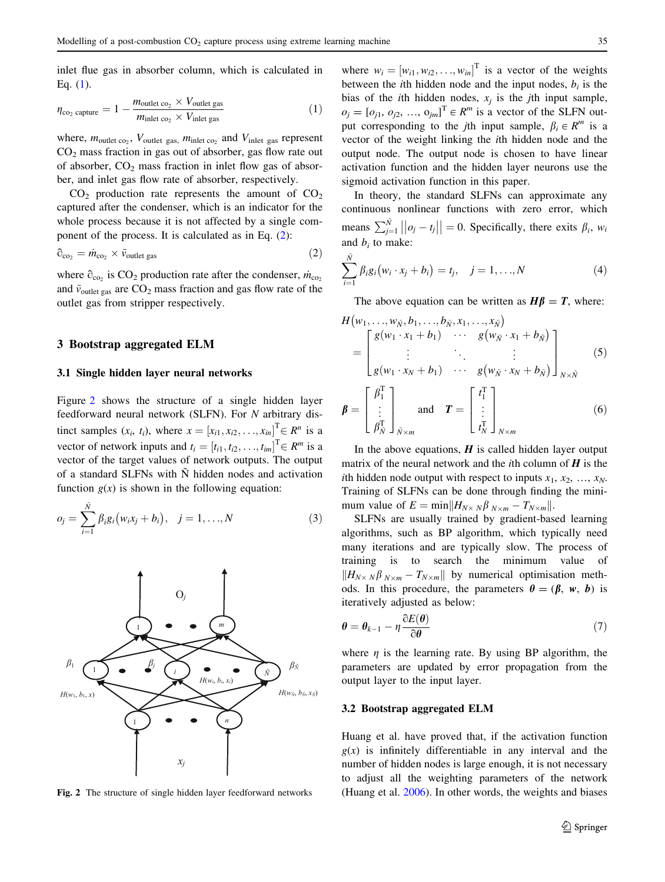inlet flue gas in absorber column, which is calculated in Eq. (1).

$$\eta_{co_2\ capture} = 1 - \frac{m_{outlet\ co_2} \times V_{outlet\ gas}}{m_{inlet\ co_2} \times V_{inlet\ gas}} \tag{1}$$

where, $m_{outlet\ co_2}$, $V_{outlet\ gas,}$ $m_{inlet\ co_2}$ and $V_{inlet\ gas}$ represent $CO_2$ mass fraction in gas out of absorber, gas flow rate out of absorber, $CO_2$ mass fraction in inlet flow gas of absorber, and inlet gas flow rate of absorber, respectively.

$CO_2$ production rate represents the amount of $CO_2$ captured after the condenser, which is an indicator for the whole process because it is not affected by a single component of the process. It is calculated as in Eq. (2):

$$\eth_{co_2} = \dot{m}_{co_2} \times \tilde{v}_{outlet\ gas} \tag{2}$$

where $\eth_{co_2}$ is $CO_2$ production rate after the condenser, $\dot{m}_{co_2}$ and $\tilde{v}_{outlet\ gas}$ are $CO_2$ mass fraction and gas flow rate of the outlet gas from stripper respectively.

## 3 Bootstrap aggregated ELM

### 3.1 Single hidden layer neural networks

Figure 2 shows the structure of a single hidden layer feedforward neural network (SLFN). For $N$ arbitrary distinct samples $(x_i, t_i)$, where $x = [x_{i1}, x_{i2}, \ldots, x_{in}]^T \in R^n$ is a vector of network inputs and $t_i = [t_{i1}, t_{i2}, \ldots, t_{im}]^T \in R^m$ is a vector of the target values of network outputs. The output of a standard SLFNs with $\tilde{N}$ hidden nodes and activation function $g(x)$ is shown in the following equation:

$$o_j = \sum_{i=1}^{\tilde{N}} \beta_i g_i(w_i x_j + b_i), \quad j = 1, \ldots, N \tag{3}$$

Fig. 2 The structure of single hidden layer feedforward networks

where $w_i = [w_{i1}, w_{i2}, \ldots, w_{in}]^T$ is a vector of the weights between the $i$th hidden node and the input nodes, $b_i$ is the bias of the $i$th hidden nodes, $x_j$ is the $j$th input sample, $o_j = [o_{j1}, o_{j2}, \ldots, o_{jm}]^T \in R^m$ is a vector of the SLFN output corresponding to the $j$th input sample, $\beta_i \in R^m$ is a vector of the weight linking the $i$th hidden node and the output node. The output node is chosen to have linear activation function and the hidden layer neurons use the sigmoid activation function in this paper.

In theory, the standard SLFNs can approximate any continuous nonlinear functions with zero error, which means $\sum_{j=1}^{\tilde{N}} \| o_j - t_j \| = 0$. Specifically, there exits $\beta_i$, $w_i$ and $b_i$ to make:

$$\sum_{i=1}^{\tilde{N}} \beta_i g_i(w_i \cdot x_j + b_i) = t_j, \quad j = 1, \ldots, N \tag{4}$$

The above equation can be written as $\boldsymbol{H\beta} = \boldsymbol{T}$, where:

$$H(w_1, \ldots, w_{\tilde{N}}, b_1, \ldots, b_{\tilde{N}}, x_1, \ldots, x_{\tilde{N}}) = \begin{bmatrix} g(w_1 \cdot x_1 + b_1) & \cdots & g(w_{\tilde{N}} \cdot x_1 + b_{\tilde{N}}) \\ \vdots & \ddots & \vdots \\ g(w_1 \cdot x_N + b_1) & \cdots & g(w_{\tilde{N}} \cdot x_N + b_{\tilde{N}}) \end{bmatrix}_{N \times \tilde{N}} \tag{5}$$

$$\boldsymbol{\beta} = \begin{bmatrix} \beta_1^T \\ \vdots \\ \beta_{\tilde{N}}^T \end{bmatrix}_{\tilde{N} \times m} \quad \text{and} \quad \boldsymbol{T} = \begin{bmatrix} t_1^T \\ \vdots \\ t_N^T \end{bmatrix}_{N \times m} \tag{6}$$

In the above equations, $\boldsymbol{H}$ is called hidden layer output matrix of the neural network and the $i$th column of $\boldsymbol{H}$ is the $i$th hidden node output with respect to inputs $x_1$, $x_2$, …, $x_N$. Training of SLFNs can be done through finding the minimum value of $E = \min \| H_{N \times N} \beta_{N \times m} - T_{N \times m} \|$.

SLFNs are usually trained by gradient-based learning algorithms, such as BP algorithm, which typically need many iterations and are typically slow. The process of training is to search the minimum value of $\| H_{N \times N} \beta_{N \times m} - T_{N \times m} \|$ by numerical optimisation methods. In this procedure, the parameters $\boldsymbol{\theta} = (\boldsymbol{\beta}, \boldsymbol{w}, \boldsymbol{b})$ is iteratively adjusted as below:

$$\boldsymbol{\theta} = \boldsymbol{\theta}_{k-1} - \eta \frac{\partial E(\boldsymbol{\theta})}{\partial \boldsymbol{\theta}} \tag{7}$$

where $\eta$ is the learning rate. By using BP algorithm, the parameters are updated by error propagation from the output layer to the input layer.

### 3.2 Bootstrap aggregated ELM

Huang et al. have proved that, if the activation function $g(x)$ is infinitely differentiable in any interval and the number of hidden nodes is large enough, it is not necessary to adjust all the weighting parameters of the network (Huang et al. 2006). In other words, the weights and biases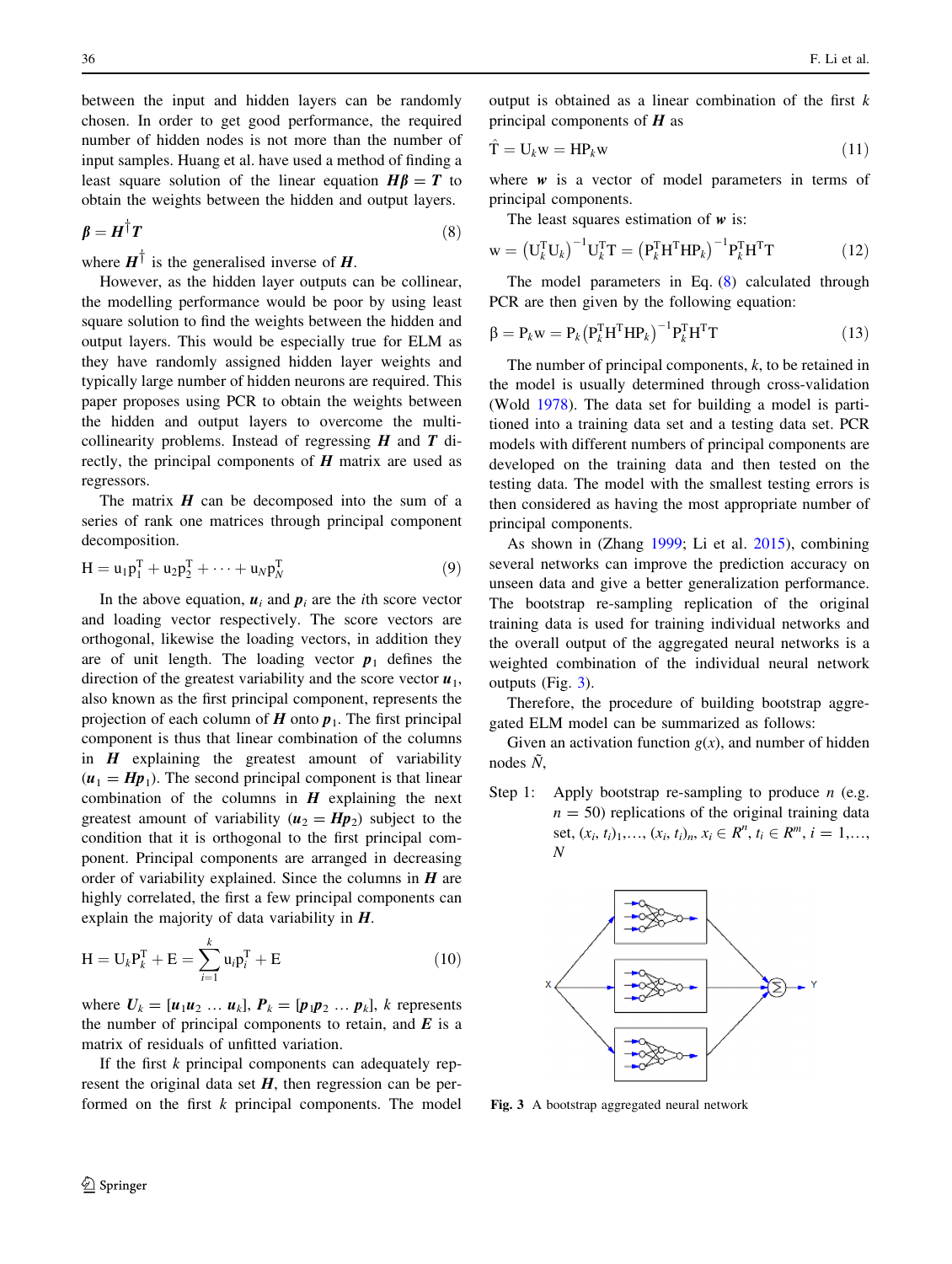between the input and hidden layers can be randomly chosen. In order to get good performance, the required number of hidden nodes is not more than the number of input samples. Huang et al. have used a method of finding a least square solution of the linear equation $\boldsymbol{H\beta} = \boldsymbol{T}$ to obtain the weights between the hidden and output layers.

$$\boldsymbol{\beta} = \boldsymbol{H}^{\dagger}\boldsymbol{T} \tag{8}$$

where $\boldsymbol{H}^{\dagger}$ is the generalised inverse of $\boldsymbol{H}$.

However, as the hidden layer outputs can be collinear, the modelling performance would be poor by using least square solution to find the weights between the hidden and output layers. This would be especially true for ELM as they have randomly assigned hidden layer weights and typically large number of hidden neurons are required. This paper proposes using PCR to obtain the weights between the hidden and output layers to overcome the multi-collinearity problems. Instead of regressing $\boldsymbol{H}$ and $\boldsymbol{T}$ directly, the principal components of $\boldsymbol{H}$ matrix are used as regressors.

The matrix $\boldsymbol{H}$ can be decomposed into the sum of a series of rank one matrices through principal component decomposition.

$$\mathrm{H} = \mathrm{u}_1\mathrm{p}_1^{\mathrm{T}} + \mathrm{u}_2\mathrm{p}_2^{\mathrm{T}} + \cdots + \mathrm{u}_N\mathrm{p}_N^{\mathrm{T}} \tag{9}$$

In the above equation, $\boldsymbol{u}_i$ and $\boldsymbol{p}_i$ are the $i$th score vector and loading vector respectively. The score vectors are orthogonal, likewise the loading vectors, in addition they are of unit length. The loading vector $\boldsymbol{p}_1$ defines the direction of the greatest variability and the score vector $\boldsymbol{u}_1$, also known as the first principal component, represents the projection of each column of $\boldsymbol{H}$ onto $\boldsymbol{p}_1$. The first principal component is thus that linear combination of the columns in $\boldsymbol{H}$ explaining the greatest amount of variability ($\boldsymbol{u}_1 = \boldsymbol{Hp}_1$). The second principal component is that linear combination of the columns in $\boldsymbol{H}$ explaining the next greatest amount of variability ($\boldsymbol{u}_2 = \boldsymbol{Hp}_2$) subject to the condition that it is orthogonal to the first principal component. Principal components are arranged in decreasing order of variability explained. Since the columns in $\boldsymbol{H}$ are highly correlated, the first a few principal components can explain the majority of data variability in $\boldsymbol{H}$.

$$\mathrm{H} = \mathrm{U}_k\mathrm{P}_k^{\mathrm{T}} + \mathrm{E} = \sum_{i=1}^{k}\mathrm{u}_i\mathrm{p}_i^{\mathrm{T}} + \mathrm{E} \tag{10}$$

where $\boldsymbol{U}_k = [\boldsymbol{u}_1\boldsymbol{u}_2 \ldots \boldsymbol{u}_k]$, $\boldsymbol{P}_k = [\boldsymbol{p}_1\boldsymbol{p}_2 \ldots \boldsymbol{p}_k]$, $k$ represents the number of principal components to retain, and $\boldsymbol{E}$ is a matrix of residuals of unfitted variation.

If the first $k$ principal components can adequately represent the original data set $\boldsymbol{H}$, then regression can be performed on the first $k$ principal components. The model output is obtained as a linear combination of the first $k$ principal components of $\boldsymbol{H}$ as

$$\hat{\mathrm{T}} = \mathrm{U}_k\mathrm{w} = \mathrm{HP}_k\mathrm{w} \tag{11}$$

where $\boldsymbol{w}$ is a vector of model parameters in terms of principal components.

The least squares estimation of $\boldsymbol{w}$ is:

$$\mathrm{w} = \left(\mathrm{U}_k^{\mathrm{T}}\mathrm{U}_k\right)^{-1}\mathrm{U}_k^{\mathrm{T}}\mathrm{T} = \left(\mathrm{P}_k^{\mathrm{T}}\mathrm{H}^{\mathrm{T}}\mathrm{HP}_k\right)^{-1}\mathrm{P}_k^{\mathrm{T}}\mathrm{H}^{\mathrm{T}}\mathrm{T} \tag{12}$$

The model parameters in Eq. (8) calculated through PCR are then given by the following equation:

$$\beta = \mathrm{P}_k\mathrm{w} = \mathrm{P}_k\left(\mathrm{P}_k^{\mathrm{T}}\mathrm{H}^{\mathrm{T}}\mathrm{HP}_k\right)^{-1}\mathrm{P}_k^{\mathrm{T}}\mathrm{H}^{\mathrm{T}}\mathrm{T} \tag{13}$$

The number of principal components, $k$, to be retained in the model is usually determined through cross-validation (Wold 1978). The data set for building a model is partitioned into a training data set and a testing data set. PCR models with different numbers of principal components are developed on the training data and then tested on the testing data. The model with the smallest testing errors is then considered as having the most appropriate number of principal components.

As shown in (Zhang 1999; Li et al. 2015), combining several networks can improve the prediction accuracy on unseen data and give a better generalization performance. The bootstrap re-sampling replication of the original training data is used for training individual networks and the overall output of the aggregated neural networks is a weighted combination of the individual neural network outputs (Fig. 3).

Therefore, the procedure of building bootstrap aggregated ELM model can be summarized as follows:

Given an activation function $g(x)$, and number of hidden nodes $\tilde{N}$,

Step 1: Apply bootstrap re-sampling to produce $n$ (e.g. $n = 50$) replications of the original training data set, $(x_i, t_i)_1, \ldots, (x_i, t_i)_n$, $x_i \in R^n$, $t_i \in R^m$, $i = 1, \ldots, N$

**Fig. 3** A bootstrap aggregated neural network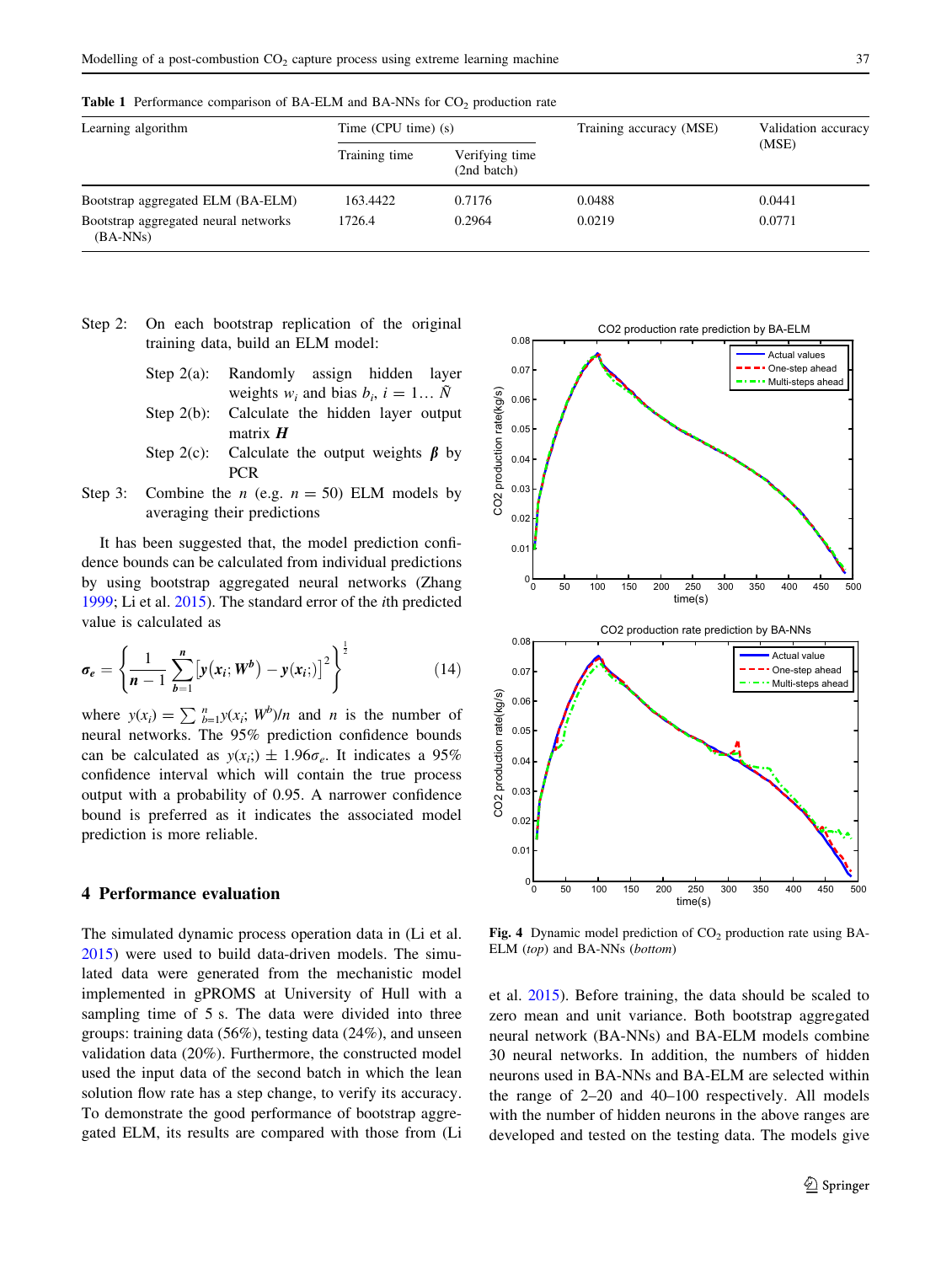**Table 1** Performance comparison of BA-ELM and BA-NNs for $CO_2$ production rate

| Learning algorithm | Time (CPU time) (s) | | Training accuracy (MSE) | Validation accuracy (MSE) |
|---|---|---|---|---|
| | Training time | Verifying time (2nd batch) | | |
| Bootstrap aggregated ELM (BA-ELM) | 163.4422 | 0.7176 | 0.0488 | 0.0441 |
| Bootstrap aggregated neural networks (BA-NNs) | 1726.4 | 0.2964 | 0.0219 | 0.0771 |

Step 2: On each bootstrap replication of the original training data, build an ELM model:

- Step 2(a): Randomly assign hidden layer weights $w_i$ and bias $b_i$, $i = 1\ldots\tilde{N}$
- Step 2(b): Calculate the hidden layer output matrix $\boldsymbol{H}$
- Step 2(c): Calculate the output weights $\boldsymbol{\beta}$ by PCR

Step 3: Combine the $n$ (e.g. $n = 50$) ELM models by averaging their predictions

It has been suggested that, the model prediction confidence bounds can be calculated from individual predictions by using bootstrap aggregated neural networks (Zhang 1999; Li et al. 2015). The standard error of the $i$th predicted value is calculated as

$$\boldsymbol{\sigma_e} = \left\{\frac{1}{\boldsymbol{n}-1}\sum_{\boldsymbol{b}=1}^{\boldsymbol{n}}\left[\boldsymbol{y}\left(\boldsymbol{x}_i;\boldsymbol{W}^{\boldsymbol{b}}\right) - \boldsymbol{y}(\boldsymbol{x}_i;)\right]^2\right\}^{\frac{1}{2}} \tag{14}$$

where $y(x_i) = \sum_{b=1}^{n} y(x_i; W^b)/n$ and $n$ is the number of neural networks. The 95% prediction confidence bounds can be calculated as $y(x_i;) \pm 1.96\sigma_e$. It indicates a 95% confidence interval which will contain the true process output with a probability of 0.95. A narrower confidence bound is preferred as it indicates the associated model prediction is more reliable.

## 4 Performance evaluation

The simulated dynamic process operation data in (Li et al. 2015) were used to build data-driven models. The simulated data were generated from the mechanistic model implemented in gPROMS at University of Hull with a sampling time of 5 s. The data were divided into three groups: training data (56%), testing data (24%), and unseen validation data (20%). Furthermore, the constructed model used the input data of the second batch in which the lean solution flow rate has a step change, to verify its accuracy. To demonstrate the good performance of bootstrap aggregated ELM, its results are compared with those from (Li et al. 2015). Before training, the data should be scaled to zero mean and unit variance. Both bootstrap aggregated neural network (BA-NNs) and BA-ELM models combine 30 neural networks. In addition, the numbers of hidden neurons used in BA-NNs and BA-ELM are selected within the range of 2–20 and 40–100 respectively. All models with the number of hidden neurons in the above ranges are developed and tested on the testing data. The models give

**Fig. 4** Dynamic model prediction of $CO_2$ production rate using BA-ELM (*top*) and BA-NNs (*bottom*)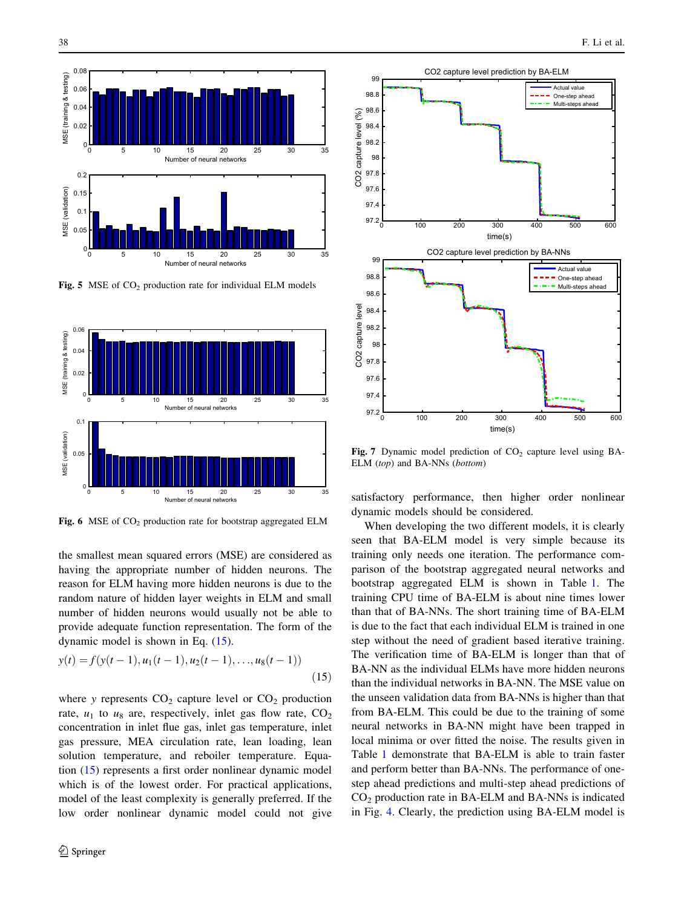Fig. 5 MSE of $CO_2$ production rate for individual ELM models

Fig. 6 MSE of $CO_2$ production rate for bootstrap aggregated ELM

the smallest mean squared errors (MSE) are considered as having the appropriate number of hidden neurons. The reason for ELM having more hidden neurons is due to the random nature of hidden layer weights in ELM and small number of hidden neurons would usually not be able to provide adequate function representation. The form of the dynamic model is shown in Eq. (15).

$$y(t) = f(y(t-1), u_1(t-1), u_2(t-1), \ldots, u_8(t-1)) \tag{15}$$

where $y$ represents $CO_2$ capture level or $CO_2$ production rate, $u_1$ to $u_8$ are, respectively, inlet gas flow rate, $CO_2$ concentration in inlet flue gas, inlet gas temperature, inlet gas pressure, MEA circulation rate, lean loading, lean solution temperature, and reboiler temperature. Equation (15) represents a first order nonlinear dynamic model which is of the lowest order. For practical applications, model of the least complexity is generally preferred. If the low order nonlinear dynamic model could not give satisfactory performance, then higher order nonlinear dynamic models should be considered.

Fig. 7 Dynamic model prediction of $CO_2$ capture level using BA-ELM (*top*) and BA-NNs (*bottom*)

When developing the two different models, it is clearly seen that BA-ELM model is very simple because its training only needs one iteration. The performance comparison of the bootstrap aggregated neural networks and bootstrap aggregated ELM is shown in Table 1. The training CPU time of BA-ELM is about nine times lower than that of BA-NNs. The short training time of BA-ELM is due to the fact that each individual ELM is trained in one step without the need of gradient based iterative training. The verification time of BA-ELM is longer than that of BA-NN as the individual ELMs have more hidden neurons than the individual networks in BA-NN. The MSE value on the unseen validation data from BA-NNs is higher than that from BA-ELM. This could be due to the training of some neural networks in BA-NN might have been trapped in local minima or over fitted the noise. The results given in Table 1 demonstrate that BA-ELM is able to train faster and perform better than BA-NNs. The performance of one-step ahead predictions and multi-step ahead predictions of $CO_2$ production rate in BA-ELM and BA-NNs is indicated in Fig. 4. Clearly, the prediction using BA-ELM model is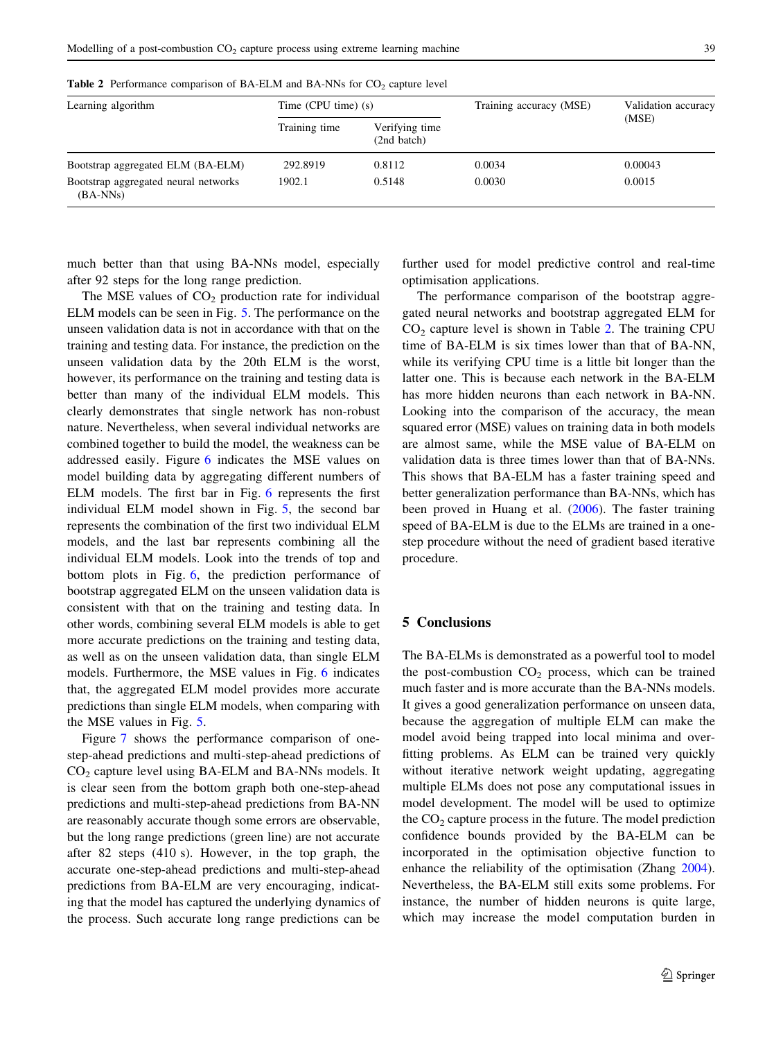**Table 2** Performance comparison of BA-ELM and BA-NNs for $CO_2$ capture level

| Learning algorithm | Time (CPU time) (s) | | Training accuracy (MSE) | Validation accuracy (MSE) |
|---|---|---|---|---|
| | Training time | Verifying time (2nd batch) | | |
| Bootstrap aggregated ELM (BA-ELM) | 292.8919 | 0.8112 | 0.0034 | 0.00043 |
| Bootstrap aggregated neural networks (BA-NNs) | 1902.1 | 0.5148 | 0.0030 | 0.0015 |

much better than that using BA-NNs model, especially after 92 steps for the long range prediction.

The MSE values of $CO_2$ production rate for individual ELM models can be seen in Fig. 5. The performance on the unseen validation data is not in accordance with that on the training and testing data. For instance, the prediction on the unseen validation data by the 20th ELM is the worst, however, its performance on the training and testing data is better than many of the individual ELM models. This clearly demonstrates that single network has non-robust nature. Nevertheless, when several individual networks are combined together to build the model, the weakness can be addressed easily. Figure 6 indicates the MSE values on model building data by aggregating different numbers of ELM models. The first bar in Fig. 6 represents the first individual ELM model shown in Fig. 5, the second bar represents the combination of the first two individual ELM models, and the last bar represents combining all the individual ELM models. Look into the trends of top and bottom plots in Fig. 6, the prediction performance of bootstrap aggregated ELM on the unseen validation data is consistent with that on the training and testing data. In other words, combining several ELM models is able to get more accurate predictions on the training and testing data, as well as on the unseen validation data, than single ELM models. Furthermore, the MSE values in Fig. 6 indicates that, the aggregated ELM model provides more accurate predictions than single ELM models, when comparing with the MSE values in Fig. 5.

Figure 7 shows the performance comparison of one-step-ahead predictions and multi-step-ahead predictions of $CO_2$ capture level using BA-ELM and BA-NNs models. It is clear seen from the bottom graph both one-step-ahead predictions and multi-step-ahead predictions from BA-NN are reasonably accurate though some errors are observable, but the long range predictions (green line) are not accurate after 82 steps (410 s). However, in the top graph, the accurate one-step-ahead predictions and multi-step-ahead predictions from BA-ELM are very encouraging, indicating that the model has captured the underlying dynamics of the process. Such accurate long range predictions can be further used for model predictive control and real-time optimisation applications.

The performance comparison of the bootstrap aggregated neural networks and bootstrap aggregated ELM for $CO_2$ capture level is shown in Table 2. The training CPU time of BA-ELM is six times lower than that of BA-NN, while its verifying CPU time is a little bit longer than the latter one. This is because each network in the BA-ELM has more hidden neurons than each network in BA-NN. Looking into the comparison of the accuracy, the mean squared error (MSE) values on training data in both models are almost same, while the MSE value of BA-ELM on validation data is three times lower than that of BA-NNs. This shows that BA-ELM has a faster training speed and better generalization performance than BA-NNs, which has been proved in Huang et al. (2006). The faster training speed of BA-ELM is due to the ELMs are trained in a one-step procedure without the need of gradient based iterative procedure.

## 5 Conclusions

The BA-ELMs is demonstrated as a powerful tool to model the post-combustion $CO_2$ process, which can be trained much faster and is more accurate than the BA-NNs models. It gives a good generalization performance on unseen data, because the aggregation of multiple ELM can make the model avoid being trapped into local minima and over-fitting problems. As ELM can be trained very quickly without iterative network weight updating, aggregating multiple ELMs does not pose any computational issues in model development. The model will be used to optimize the $CO_2$ capture process in the future. The model prediction confidence bounds provided by the BA-ELM can be incorporated in the optimisation objective function to enhance the reliability of the optimisation (Zhang 2004). Nevertheless, the BA-ELM still exits some problems. For instance, the number of hidden neurons is quite large, which may increase the model computation burden in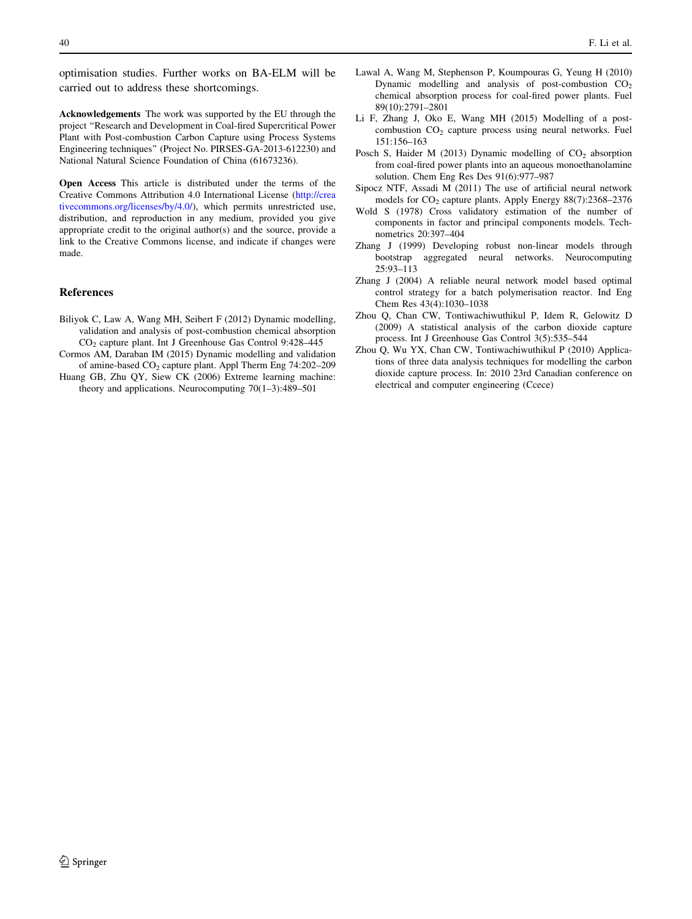optimisation studies. Further works on BA-ELM will be carried out to address these shortcomings.

**Acknowledgements** The work was supported by the EU through the project "Research and Development in Coal-fired Supercritical Power Plant with Post-combustion Carbon Capture using Process Systems Engineering techniques" (Project No. PIRSES-GA-2013-612230) and National Natural Science Foundation of China (61673236).

**Open Access** This article is distributed under the terms of the Creative Commons Attribution 4.0 International License (http://creativecommons.org/licenses/by/4.0/), which permits unrestricted use, distribution, and reproduction in any medium, provided you give appropriate credit to the original author(s) and the source, provide a link to the Creative Commons license, and indicate if changes were made.

## References

Biliyok C, Law A, Wang MH, Seibert F (2012) Dynamic modelling, validation and analysis of post-combustion chemical absorption $CO_2$ capture plant. Int J Greenhouse Gas Control 9:428–445

Cormos AM, Daraban IM (2015) Dynamic modelling and validation of amine-based $CO_2$ capture plant. Appl Therm Eng 74:202–209

Huang GB, Zhu QY, Siew CK (2006) Extreme learning machine: theory and applications. Neurocomputing 70(1–3):489–501

Lawal A, Wang M, Stephenson P, Koumpouras G, Yeung H (2010) Dynamic modelling and analysis of post-combustion $CO_2$ chemical absorption process for coal-fired power plants. Fuel 89(10):2791–2801

Li F, Zhang J, Oko E, Wang MH (2015) Modelling of a post-combustion $CO_2$ capture process using neural networks. Fuel 151:156–163

Posch S, Haider M (2013) Dynamic modelling of $CO_2$ absorption from coal-fired power plants into an aqueous monoethanolamine solution. Chem Eng Res Des 91(6):977–987

Sipocz NTF, Assadi M (2011) The use of artificial neural network models for $CO_2$ capture plants. Apply Energy 88(7):2368–2376

Wold S (1978) Cross validatory estimation of the number of components in factor and principal components models. Technometrics 20:397–404

Zhang J (1999) Developing robust non-linear models through bootstrap aggregated neural networks. Neurocomputing 25:93–113

Zhang J (2004) A reliable neural network model based optimal control strategy for a batch polymerisation reactor. Ind Eng Chem Res 43(4):1030–1038

Zhou Q, Chan CW, Tontiwachiwuthikul P, Idem R, Gelowitz D (2009) A statistical analysis of the carbon dioxide capture process. Int J Greenhouse Gas Control 3(5):535–544

Zhou Q, Wu YX, Chan CW, Tontiwachiwuthikul P (2010) Applications of three data analysis techniques for modelling the carbon dioxide capture process. In: 2010 23rd Canadian conference on electrical and computer engineering (Ccece)